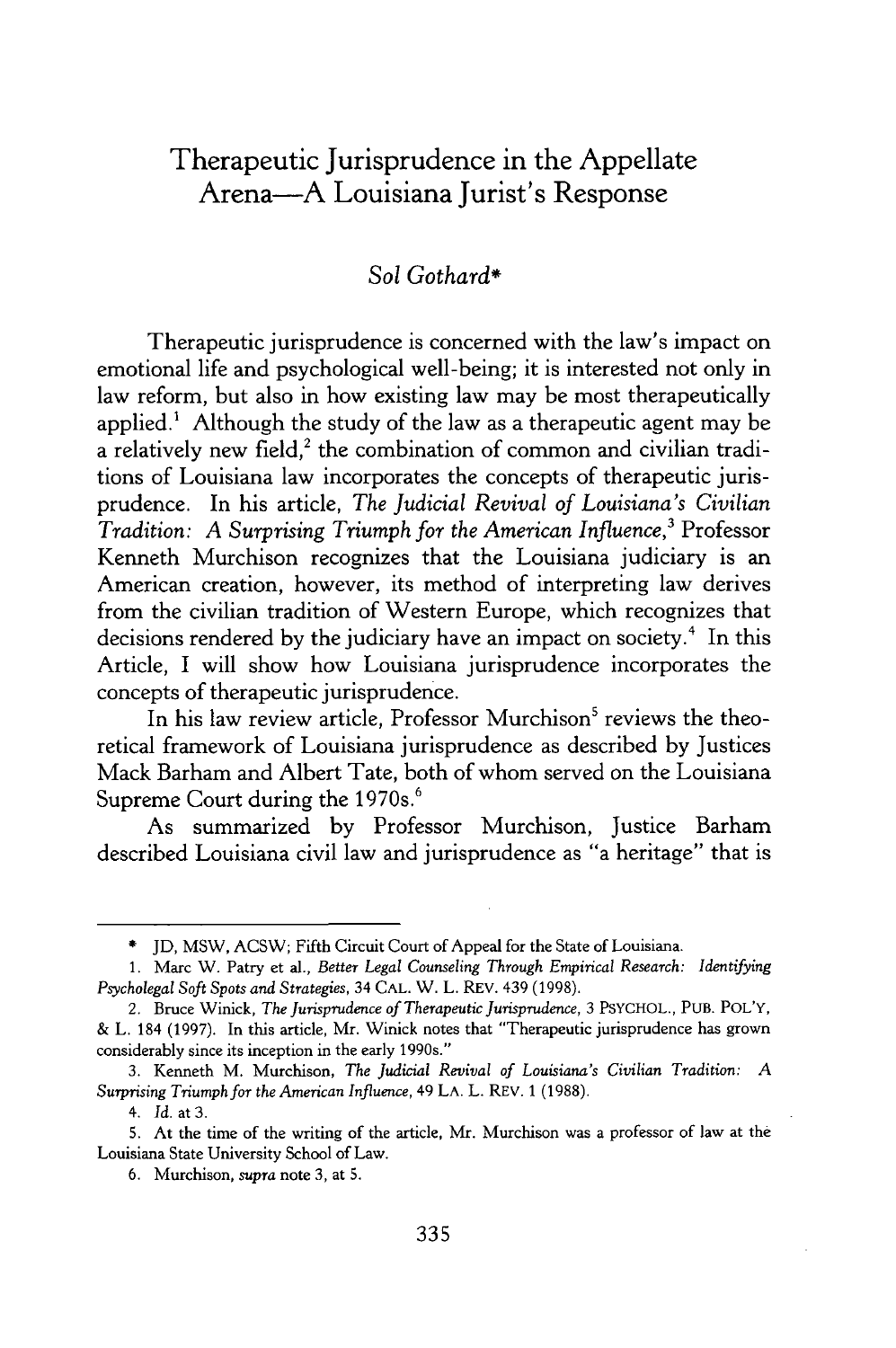# Therapeutic Jurisprudence in the Appellate Arena—A Louisiana Jurist's Response

*Sol Gothard\**

Therapeutic jurisprudence is concerned with the law's impact on emotional life and psychological well-being; it is interested not only in law reform, but also in how existing law may be most therapeutically applied.[1] Although the study of the law as a therapeutic agent may be a relatively new field,[2] the combination of common and civilian traditions of Louisiana law incorporates the concepts of therapeutic jurisprudence. In his article, *The Judicial Revival of Louisiana's Civilian Tradition: A Surprising Triumph for the American Influence*,[3] Professor Kenneth Murchison recognizes that the Louisiana judiciary is an American creation, however, its method of interpreting law derives from the civilian tradition of Western Europe, which recognizes that decisions rendered by the judiciary have an impact on society.[4] In this Article, I will show how Louisiana jurisprudence incorporates the concepts of therapeutic jurisprudence.

In his law review article, Professor Murchison[5] reviews the theoretical framework of Louisiana jurisprudence as described by Justices Mack Barham and Albert Tate, both of whom served on the Louisiana Supreme Court during the 1970s.[6]

As summarized by Professor Murchison, Justice Barham described Louisiana civil law and jurisprudence as "a heritage" that is

---

\* JD, MSW, ACSW; Fifth Circuit Court of Appeal for the State of Louisiana.

1. Marc W. Patry et al., *Better Legal Counseling Through Empirical Research: Identifying Psycholegal Soft Spots and Strategies*, 34 CAL. W. L. REV. 439 (1998).

2. Bruce Winick, *The Jurisprudence of Therapeutic Jurisprudence*, 3 PSYCHOL., PUB. POL'Y, & L. 184 (1997). In this article, Mr. Winick notes that "Therapeutic jurisprudence has grown considerably since its inception in the early 1990s."

3. Kenneth M. Murchison, *The Judicial Revival of Louisiana's Civilian Tradition: A Surprising Triumph for the American Influence*, 49 LA. L. REV. 1 (1988).

4. *Id.* at 3.

5. At the time of the writing of the article, Mr. Murchison was a professor of law at the Louisiana State University School of Law.

6. Murchison, *supra* note 3, at 5.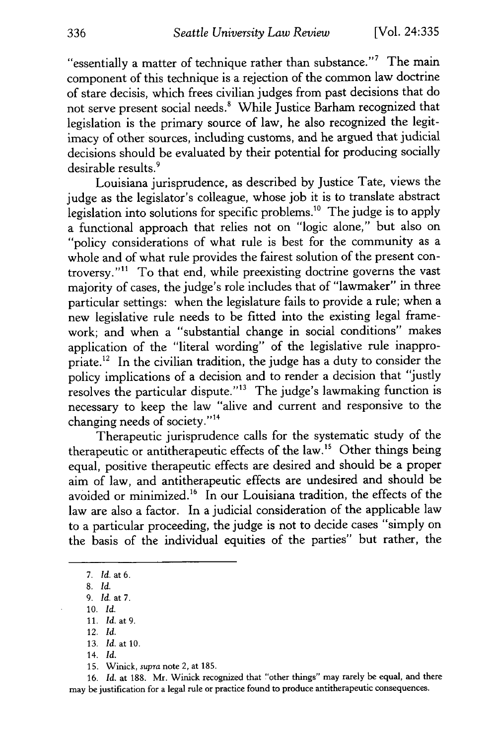"essentially a matter of technique rather than substance."[7] The main component of this technique is a rejection of the common law doctrine of stare decisis, which frees civilian judges from past decisions that do not serve present social needs.[8] While Justice Barham recognized that legislation is the primary source of law, he also recognized the legitimacy of other sources, including customs, and he argued that judicial decisions should be evaluated by their potential for producing socially desirable results.[9]

Louisiana jurisprudence, as described by Justice Tate, views the judge as the legislator's colleague, whose job it is to translate abstract legislation into solutions for specific problems.[10] The judge is to apply a functional approach that relies not on "logic alone," but also on "policy considerations of what rule is best for the community as a whole and of what rule provides the fairest solution of the present controversy."[11] To that end, while preexisting doctrine governs the vast majority of cases, the judge's role includes that of "lawmaker" in three particular settings: when the legislature fails to provide a rule; when a new legislative rule needs to be fitted into the existing legal framework; and when a "substantial change in social conditions" makes application of the "literal wording" of the legislative rule inappropriate.[12] In the civilian tradition, the judge has a duty to consider the policy implications of a decision and to render a decision that "justly resolves the particular dispute."[13] The judge's lawmaking function is necessary to keep the law "alive and current and responsive to the changing needs of society."[14]

Therapeutic jurisprudence calls for the systematic study of the therapeutic or antitherapeutic effects of the law.[15] Other things being equal, positive therapeutic effects are desired and should be a proper aim of law, and antitherapeutic effects are undesired and should be avoided or minimized.[16] In our Louisiana tradition, the effects of the law are also a factor. In a judicial consideration of the applicable law to a particular proceeding, the judge is not to decide cases "simply on the basis of the individual equities of the parties" but rather, the

---

7. *Id.* at 6.

8. *Id.*

9. *Id.* at 7.

10. *Id.*

11. *Id.* at 9.

12. *Id.*

13. *Id.* at 10.

14. *Id.*

15. Winick, *supra* note 2, at 185.

16. *Id.* at 188. Mr. Winick recognized that "other things" may rarely be equal, and there may be justification for a legal rule or practice found to produce antitherapeutic consequences.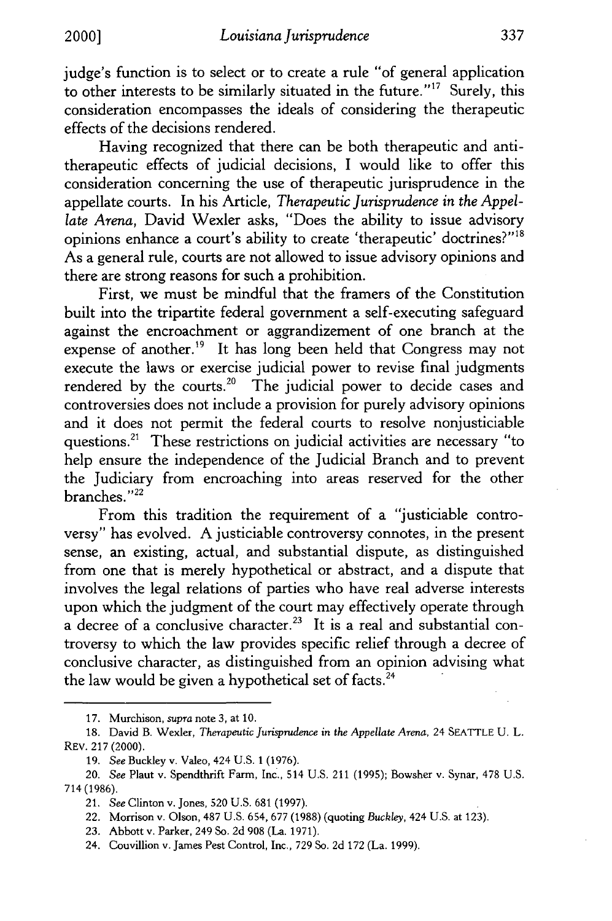judge's function is to select or to create a rule "of general application to other interests to be similarly situated in the future."[17] Surely, this consideration encompasses the ideals of considering the therapeutic effects of the decisions rendered.

Having recognized that there can be both therapeutic and anti-therapeutic effects of judicial decisions, I would like to offer this consideration concerning the use of therapeutic jurisprudence in the appellate courts. In his Article, *Therapeutic Jurisprudence in the Appellate Arena*, David Wexler asks, "Does the ability to issue advisory opinions enhance a court's ability to create 'therapeutic' doctrines?"[18] As a general rule, courts are not allowed to issue advisory opinions and there are strong reasons for such a prohibition.

First, we must be mindful that the framers of the Constitution built into the tripartite federal government a self-executing safeguard against the encroachment or aggrandizement of one branch at the expense of another.[19] It has long been held that Congress may not execute the laws or exercise judicial power to revise final judgments rendered by the courts.[20] The judicial power to decide cases and controversies does not include a provision for purely advisory opinions and it does not permit the federal courts to resolve nonjusticiable questions.[21] These restrictions on judicial activities are necessary "to help ensure the independence of the Judicial Branch and to prevent the Judiciary from encroaching into areas reserved for the other branches."[22]

From this tradition the requirement of a "justiciable controversy" has evolved. A justiciable controversy connotes, in the present sense, an existing, actual, and substantial dispute, as distinguished from one that is merely hypothetical or abstract, and a dispute that involves the legal relations of parties who have real adverse interests upon which the judgment of the court may effectively operate through a decree of a conclusive character.[23] It is a real and substantial controversy to which the law provides specific relief through a decree of conclusive character, as distinguished from an opinion advising what the law would be given a hypothetical set of facts.[24]

---

17. Murchison, *supra* note 3, at 10.

18. David B. Wexler, *Therapeutic Jurisprudence in the Appellate Arena*, 24 SEATTLE U. L. REV. 217 (2000).

19. *See* Buckley v. Valeo, 424 U.S. 1 (1976).

20. *See* Plaut v. Spendthrift Farm, Inc., 514 U.S. 211 (1995); Bowsher v. Synar, 478 U.S. 714 (1986).

21. *See* Clinton v. Jones, 520 U.S. 681 (1997).

22. Morrison v. Olson, 487 U.S. 654, 677 (1988) (quoting *Buckley*, 424 U.S. at 123).

23. Abbott v. Parker, 249 So. 2d 908 (La. 1971).

24. Couvillion v. James Pest Control, Inc., 729 So. 2d 172 (La. 1999).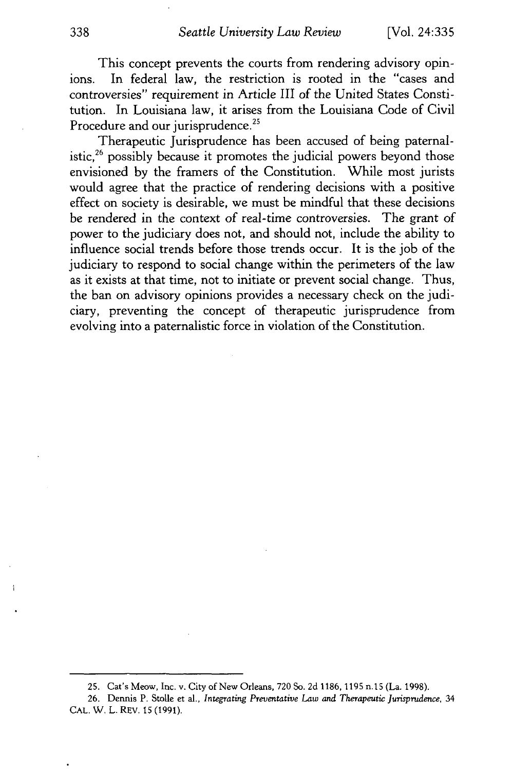This concept prevents the courts from rendering advisory opinions. In federal law, the restriction is rooted in the "cases and controversies" requirement in Article III of the United States Constitution. In Louisiana law, it arises from the Louisiana Code of Civil Procedure and our jurisprudence.[25]

Therapeutic Jurisprudence has been accused of being paternalistic,[26] possibly because it promotes the judicial powers beyond those envisioned by the framers of the Constitution. While most jurists would agree that the practice of rendering decisions with a positive effect on society is desirable, we must be mindful that these decisions be rendered in the context of real-time controversies. The grant of power to the judiciary does not, and should not, include the ability to influence social trends before those trends occur. It is the job of the judiciary to respond to social change within the perimeters of the law as it exists at that time, not to initiate or prevent social change. Thus, the ban on advisory opinions provides a necessary check on the judiciary, preventing the concept of therapeutic jurisprudence from evolving into a paternalistic force in violation of the Constitution.

---

25. Cat's Meow, Inc. v. City of New Orleans, 720 So. 2d 1186, 1195 n.15 (La. 1998).

26. Dennis P. Stolle et al., *Integrating Preventative Law and Therapeutic Jurisprudence*, 34 CAL. W. L. REV. 15 (1991).